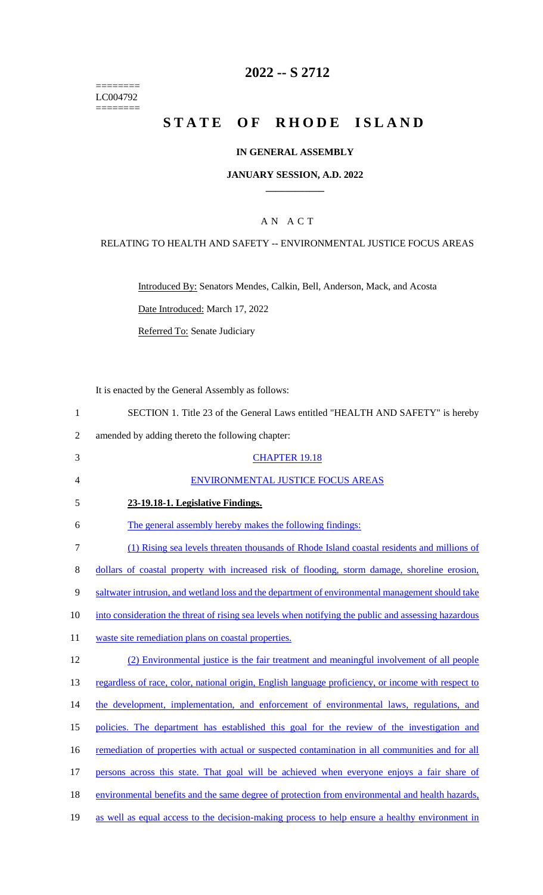========
LC004792
========

# 2022 -- S 2712

# STATE OF RHODE ISLAND

## IN GENERAL ASSEMBLY

### JANUARY SESSION, A.D. 2022

### A N A C T

RELATING TO HEALTH AND SAFETY -- ENVIRONMENTAL JUSTICE FOCUS AREAS

Introduced By: Senators Mendes, Calkin, Bell, Anderson, Mack, and Acosta

Date Introduced: March 17, 2022

Referred To: Senate Judiciary

It is enacted by the General Assembly as follows:

1 SECTION 1. Title 23 of the General Laws entitled "HEALTH AND SAFETY" is hereby
2 amended by adding thereto the following chapter:

3 CHAPTER 19.18

4 ENVIRONMENTAL JUSTICE FOCUS AREAS

5 **23-19.18-1. Legislative Findings.**

6 The general assembly hereby makes the following findings:

7 (1) Rising sea levels threaten thousands of Rhode Island coastal residents and millions of
8 dollars of coastal property with increased risk of flooding, storm damage, shoreline erosion,
9 saltwater intrusion, and wetland loss and the department of environmental management should take
10 into consideration the threat of rising sea levels when notifying the public and assessing hazardous
11 waste site remediation plans on coastal properties.

12 (2) Environmental justice is the fair treatment and meaningful involvement of all people
13 regardless of race, color, national origin, English language proficiency, or income with respect to
14 the development, implementation, and enforcement of environmental laws, regulations, and
15 policies. The department has established this goal for the review of the investigation and
16 remediation of properties with actual or suspected contamination in all communities and for all
17 persons across this state. That goal will be achieved when everyone enjoys a fair share of
18 environmental benefits and the same degree of protection from environmental and health hazards,
19 as well as equal access to the decision-making process to help ensure a healthy environment in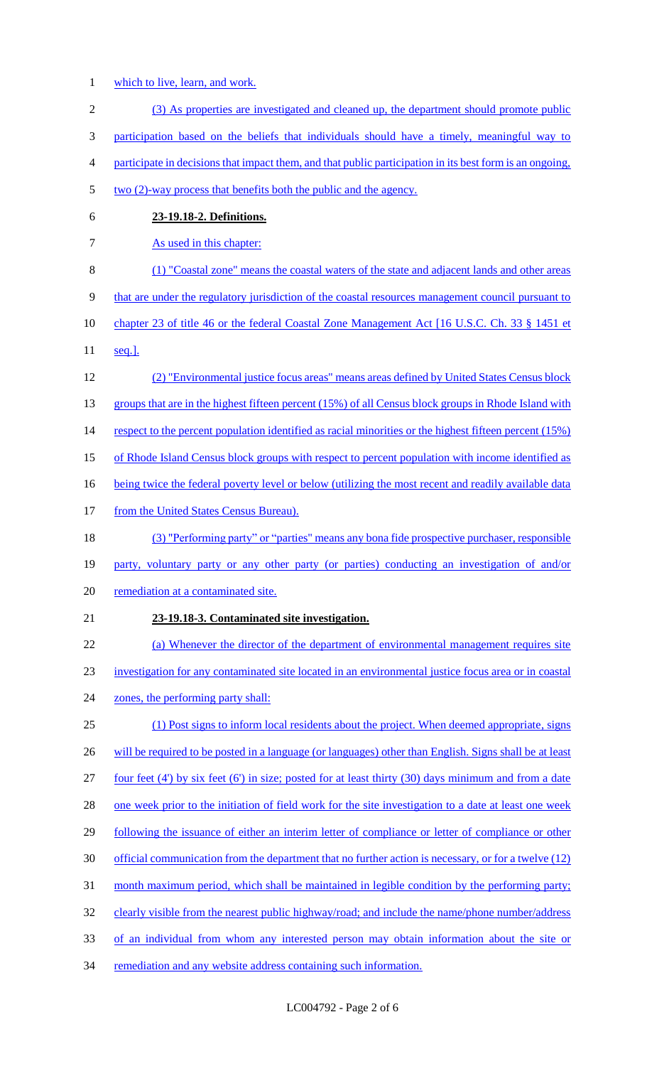which to live, learn, and work.

(3) As properties are investigated and cleaned up, the department should promote public participation based on the beliefs that individuals should have a timely, meaningful way to participate in decisions that impact them, and that public participation in its best form is an ongoing, two (2)-way process that benefits both the public and the agency.

**23-19.18-2. Definitions.**

As used in this chapter:

(1) "Coastal zone" means the coastal waters of the state and adjacent lands and other areas that are under the regulatory jurisdiction of the coastal resources management council pursuant to chapter 23 of title 46 or the federal Coastal Zone Management Act [16 U.S.C. Ch. 33 § 1451 et seq.].

(2) "Environmental justice focus areas" means areas defined by United States Census block groups that are in the highest fifteen percent (15%) of all Census block groups in Rhode Island with respect to the percent population identified as racial minorities or the highest fifteen percent (15%) of Rhode Island Census block groups with respect to percent population with income identified as being twice the federal poverty level or below (utilizing the most recent and readily available data from the United States Census Bureau).

(3) "Performing party" or "parties" means any bona fide prospective purchaser, responsible party, voluntary party or any other party (or parties) conducting an investigation of and/or remediation at a contaminated site.

**23-19.18-3. Contaminated site investigation.**

(a) Whenever the director of the department of environmental management requires site investigation for any contaminated site located in an environmental justice focus area or in coastal zones, the performing party shall:

(1) Post signs to inform local residents about the project. When deemed appropriate, signs will be required to be posted in a language (or languages) other than English. Signs shall be at least four feet (4') by six feet (6') in size; posted for at least thirty (30) days minimum and from a date one week prior to the initiation of field work for the site investigation to a date at least one week following the issuance of either an interim letter of compliance or letter of compliance or other official communication from the department that no further action is necessary, or for a twelve (12) month maximum period, which shall be maintained in legible condition by the performing party; clearly visible from the nearest public highway/road; and include the name/phone number/address of an individual from whom any interested person may obtain information about the site or remediation and any website address containing such information.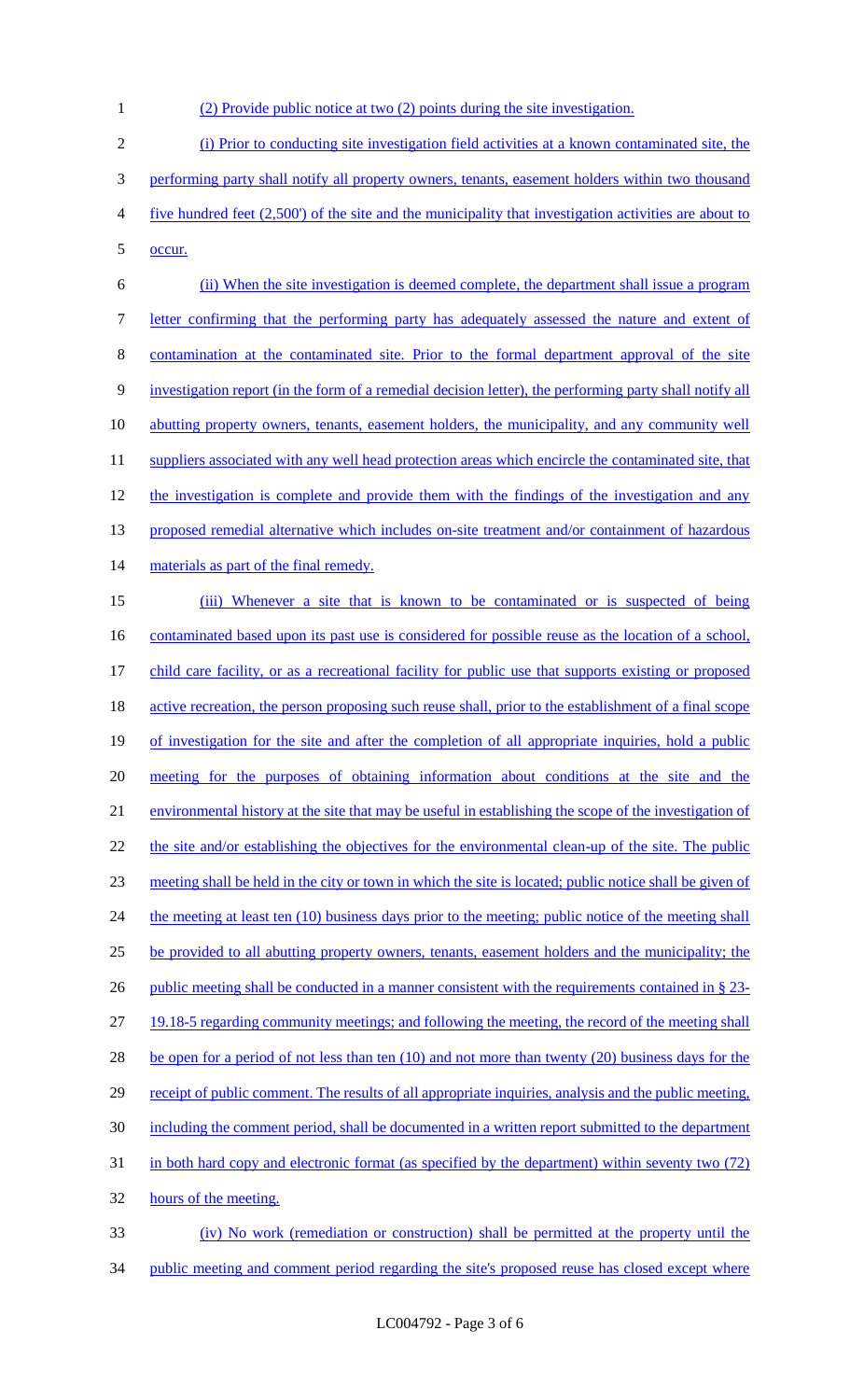(2) Provide public notice at two (2) points during the site investigation.

(i) Prior to conducting site investigation field activities at a known contaminated site, the performing party shall notify all property owners, tenants, easement holders within two thousand five hundred feet (2,500') of the site and the municipality that investigation activities are about to occur.

(ii) When the site investigation is deemed complete, the department shall issue a program letter confirming that the performing party has adequately assessed the nature and extent of contamination at the contaminated site. Prior to the formal department approval of the site investigation report (in the form of a remedial decision letter), the performing party shall notify all abutting property owners, tenants, easement holders, the municipality, and any community well suppliers associated with any well head protection areas which encircle the contaminated site, that the investigation is complete and provide them with the findings of the investigation and any proposed remedial alternative which includes on-site treatment and/or containment of hazardous materials as part of the final remedy.

(iii) Whenever a site that is known to be contaminated or is suspected of being contaminated based upon its past use is considered for possible reuse as the location of a school, child care facility, or as a recreational facility for public use that supports existing or proposed active recreation, the person proposing such reuse shall, prior to the establishment of a final scope of investigation for the site and after the completion of all appropriate inquiries, hold a public meeting for the purposes of obtaining information about conditions at the site and the environmental history at the site that may be useful in establishing the scope of the investigation of the site and/or establishing the objectives for the environmental clean-up of the site. The public meeting shall be held in the city or town in which the site is located; public notice shall be given of the meeting at least ten (10) business days prior to the meeting; public notice of the meeting shall be provided to all abutting property owners, tenants, easement holders and the municipality; the public meeting shall be conducted in a manner consistent with the requirements contained in § 23-19.18-5 regarding community meetings; and following the meeting, the record of the meeting shall be open for a period of not less than ten (10) and not more than twenty (20) business days for the receipt of public comment. The results of all appropriate inquiries, analysis and the public meeting, including the comment period, shall be documented in a written report submitted to the department in both hard copy and electronic format (as specified by the department) within seventy two (72) hours of the meeting.

(iv) No work (remediation or construction) shall be permitted at the property until the public meeting and comment period regarding the site's proposed reuse has closed except where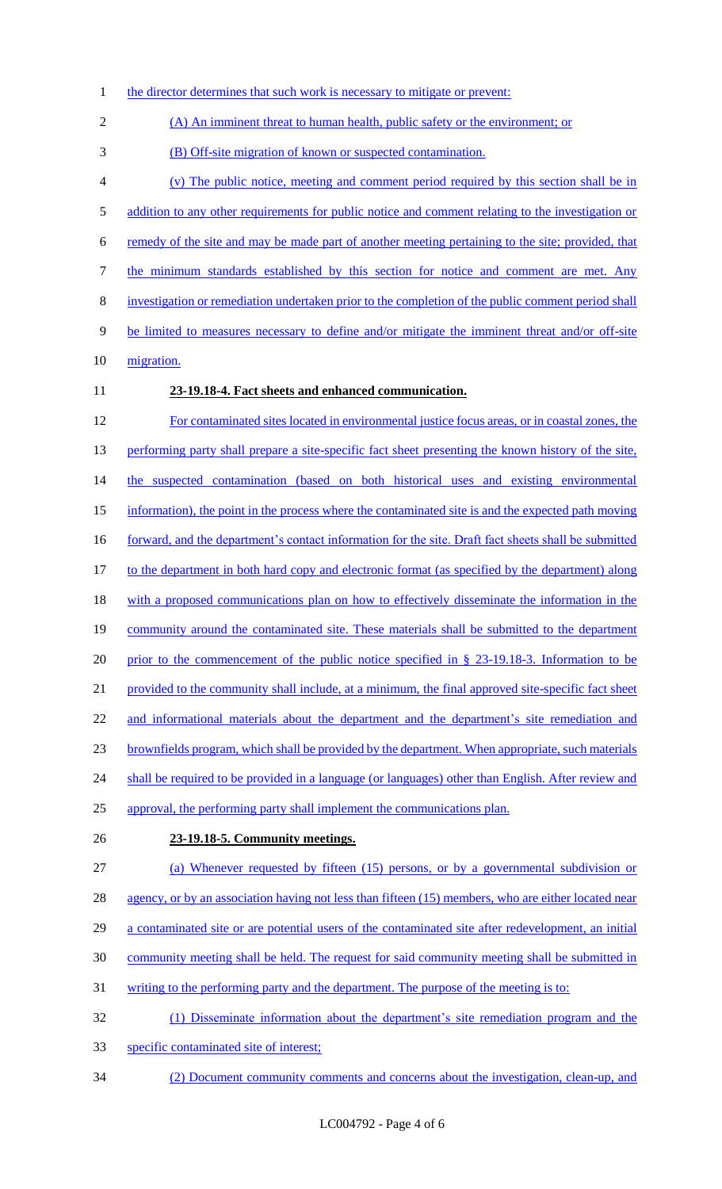the director determines that such work is necessary to mitigate or prevent:

(A) An imminent threat to human health, public safety or the environment; or

(B) Off-site migration of known or suspected contamination.

(v) The public notice, meeting and comment period required by this section shall be in addition to any other requirements for public notice and comment relating to the investigation or remedy of the site and may be made part of another meeting pertaining to the site; provided, that the minimum standards established by this section for notice and comment are met. Any investigation or remediation undertaken prior to the completion of the public comment period shall be limited to measures necessary to define and/or mitigate the imminent threat and/or off-site migration.

**23-19.18-4. Fact sheets and enhanced communication.**

For contaminated sites located in environmental justice focus areas, or in coastal zones, the performing party shall prepare a site-specific fact sheet presenting the known history of the site, the suspected contamination (based on both historical uses and existing environmental information), the point in the process where the contaminated site is and the expected path moving forward, and the department's contact information for the site. Draft fact sheets shall be submitted to the department in both hard copy and electronic format (as specified by the department) along with a proposed communications plan on how to effectively disseminate the information in the community around the contaminated site. These materials shall be submitted to the department prior to the commencement of the public notice specified in § 23-19.18-3. Information to be provided to the community shall include, at a minimum, the final approved site-specific fact sheet and informational materials about the department and the department's site remediation and brownfields program, which shall be provided by the department. When appropriate, such materials shall be required to be provided in a language (or languages) other than English. After review and approval, the performing party shall implement the communications plan.

**23-19.18-5. Community meetings.**

(a) Whenever requested by fifteen (15) persons, or by a governmental subdivision or agency, or by an association having not less than fifteen (15) members, who are either located near a contaminated site or are potential users of the contaminated site after redevelopment, an initial community meeting shall be held. The request for said community meeting shall be submitted in writing to the performing party and the department. The purpose of the meeting is to:

(1) Disseminate information about the department's site remediation program and the specific contaminated site of interest;

(2) Document community comments and concerns about the investigation, clean-up, and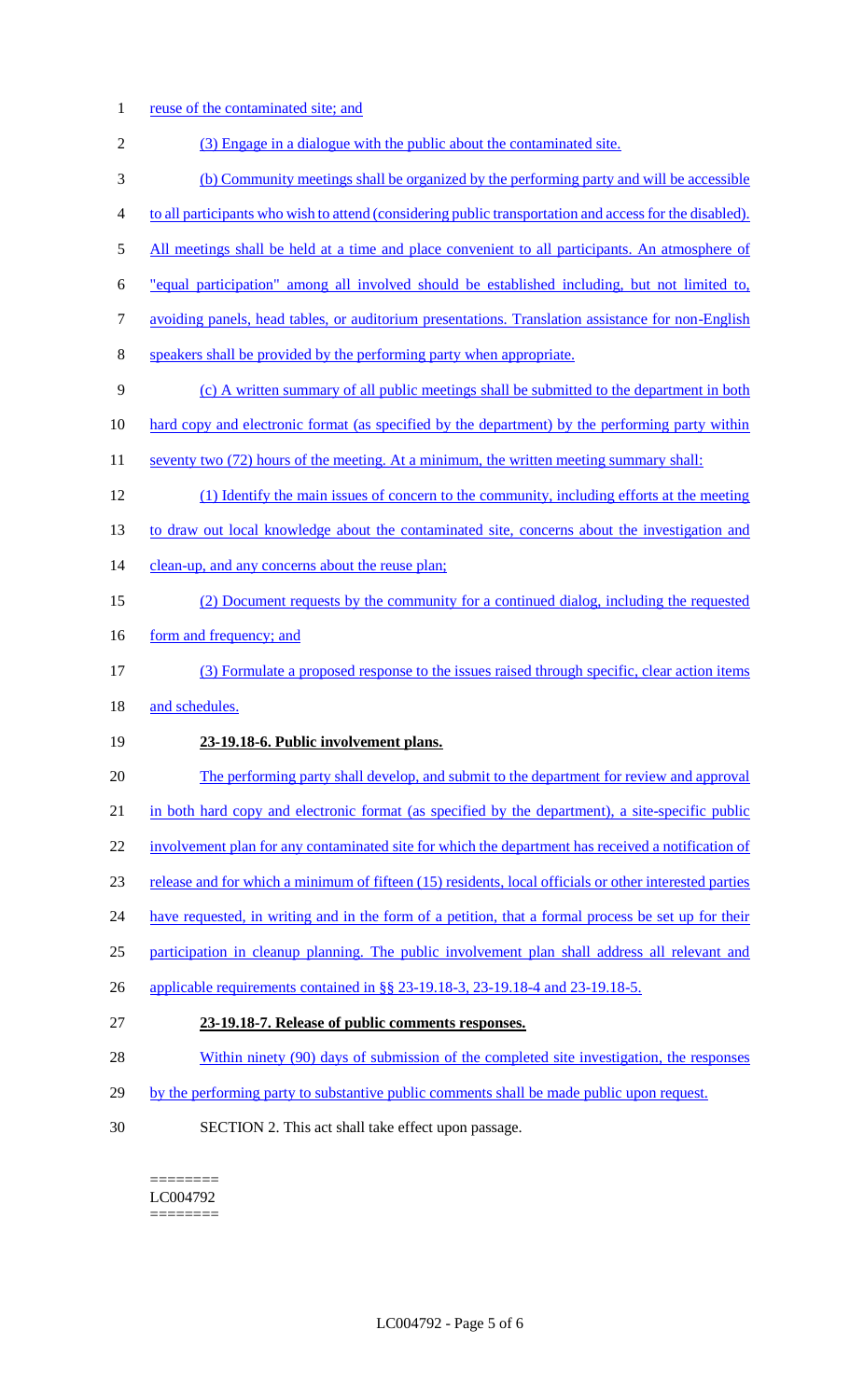reuse of the contaminated site; and

(3) Engage in a dialogue with the public about the contaminated site.

(b) Community meetings shall be organized by the performing party and will be accessible to all participants who wish to attend (considering public transportation and access for the disabled). All meetings shall be held at a time and place convenient to all participants. An atmosphere of "equal participation" among all involved should be established including, but not limited to, avoiding panels, head tables, or auditorium presentations. Translation assistance for non-English speakers shall be provided by the performing party when appropriate.

(c) A written summary of all public meetings shall be submitted to the department in both hard copy and electronic format (as specified by the department) by the performing party within seventy two (72) hours of the meeting. At a minimum, the written meeting summary shall:

(1) Identify the main issues of concern to the community, including efforts at the meeting to draw out local knowledge about the contaminated site, concerns about the investigation and clean-up, and any concerns about the reuse plan;

(2) Document requests by the community for a continued dialog, including the requested form and frequency; and

(3) Formulate a proposed response to the issues raised through specific, clear action items and schedules.

**23-19.18-6. Public involvement plans.**

The performing party shall develop, and submit to the department for review and approval in both hard copy and electronic format (as specified by the department), a site-specific public involvement plan for any contaminated site for which the department has received a notification of release and for which a minimum of fifteen (15) residents, local officials or other interested parties have requested, in writing and in the form of a petition, that a formal process be set up for their participation in cleanup planning. The public involvement plan shall address all relevant and applicable requirements contained in §§ 23-19.18-3, 23-19.18-4 and 23-19.18-5.

**23-19.18-7. Release of public comments responses.**

Within ninety (90) days of submission of the completed site investigation, the responses by the performing party to substantive public comments shall be made public upon request.

SECTION 2. This act shall take effect upon passage.

========
LC004792
========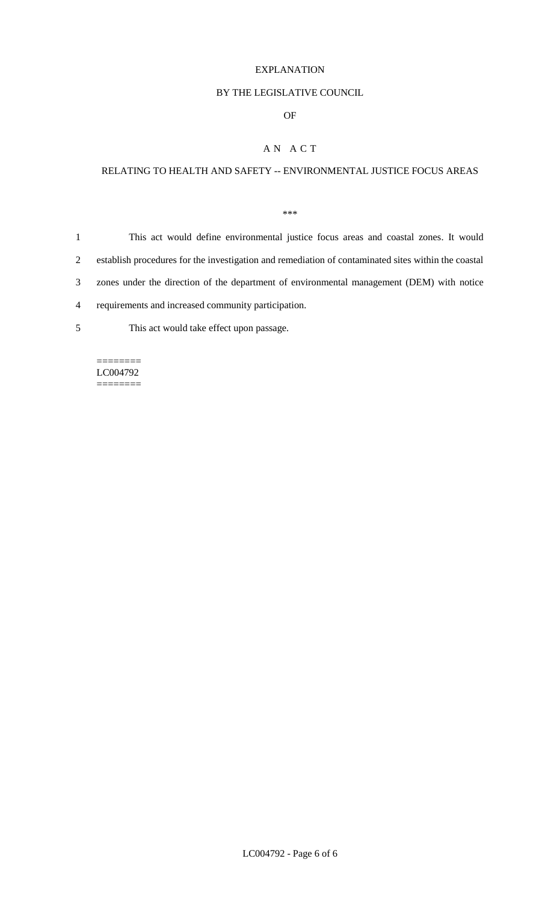EXPLANATION

BY THE LEGISLATIVE COUNCIL

OF

A N A C T

RELATING TO HEALTH AND SAFETY -- ENVIRONMENTAL JUSTICE FOCUS AREAS

\*\*\*

This act would define environmental justice focus areas and coastal zones. It would establish procedures for the investigation and remediation of contaminated sites within the coastal zones under the direction of the department of environmental management (DEM) with notice requirements and increased community participation.

This act would take effect upon passage.

========
LC004792
========